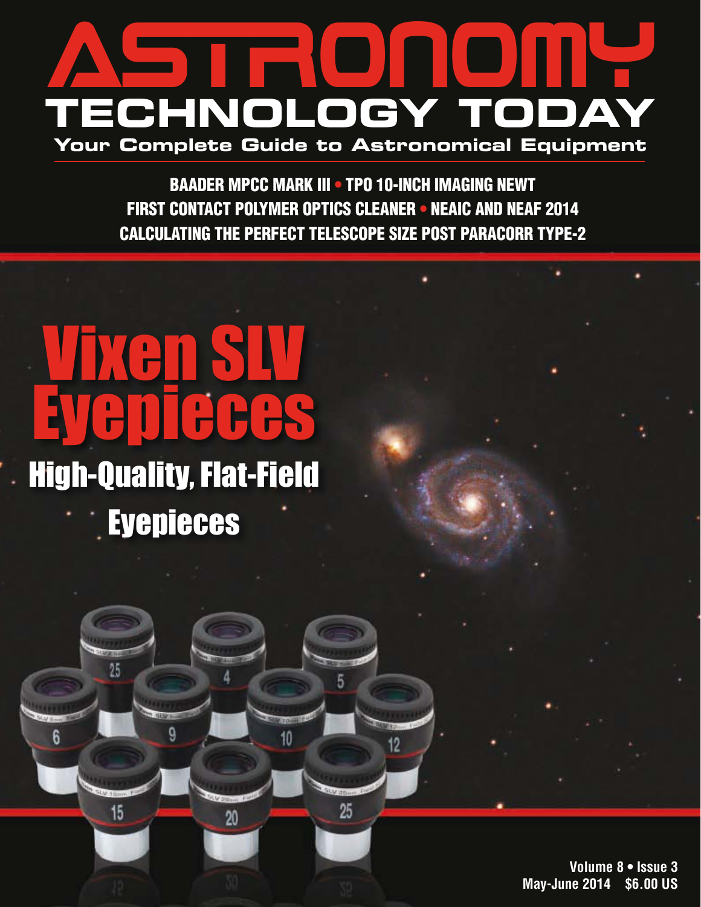# ASTRONOMY TECHNOLOGY TODAY

**Your Complete Guide to Astronomical Equipment**

**BAADER MPCC MARK III • TPO 10-INCH IMAGING NEWT**
**FIRST CONTACT POLYMER OPTICS CLEANER • NEAIC AND NEAF 2014**
**CALCULATING THE PERFECT TELESCOPE SIZE POST PARACORR TYPE-2**

# Vixen SLV Eyepieces

## High-Quality, Flat-Field Eyepieces

**Volume 8 • Issue 3**
**May-June 2014 $6.00 US**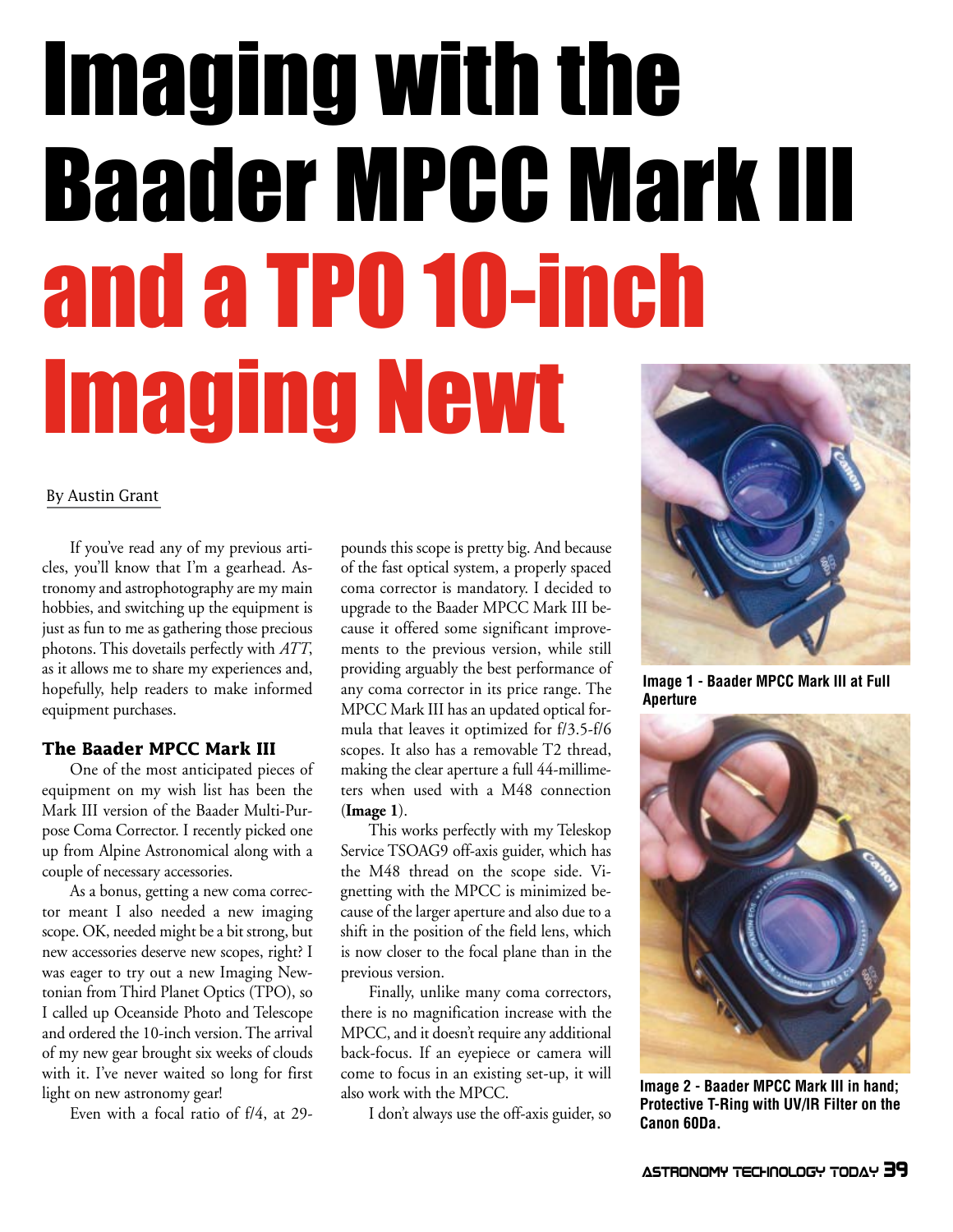# Imaging with the Baader MPCC Mark III and a TPO 10-inch Imaging Newt

By Austin Grant

If you've read any of my previous articles, you'll know that I'm a gearhead. Astronomy and astrophotography are my main hobbies, and switching up the equipment is just as fun to me as gathering those precious photons. This dovetails perfectly with *ATT*, as it allows me to share my experiences and, hopefully, help readers to make informed equipment purchases.

### The Baader MPCC Mark III

One of the most anticipated pieces of equipment on my wish list has been the Mark III version of the Baader Multi-Purpose Coma Corrector. I recently picked one up from Alpine Astronomical along with a couple of necessary accessories.

As a bonus, getting a new coma corrector meant I also needed a new imaging scope. OK, needed might be a bit strong, but new accessories deserve new scopes, right? I was eager to try out a new Imaging Newtonian from Third Planet Optics (TPO), so I called up Oceanside Photo and Telescope and ordered the 10-inch version. The arrival of my new gear brought six weeks of clouds with it. I've never waited so long for first light on new astronomy gear!

Even with a focal ratio of f/4, at 29-pounds this scope is pretty big. And because of the fast optical system, a properly spaced coma corrector is mandatory. I decided to upgrade to the Baader MPCC Mark III because it offered some significant improvements to the previous version, while still providing arguably the best performance of any coma corrector in its price range. The MPCC Mark III has an updated optical formula that leaves it optimized for f/3.5-f/6 scopes. It also has a removable T2 thread, making the clear aperture a full 44-millimeters when used with a M48 connection (**Image 1**).

This works perfectly with my Teleskop Service TSOAG9 off-axis guider, which has the M48 thread on the scope side. Vignetting with the MPCC is minimized because of the larger aperture and also due to a shift in the position of the field lens, which is now closer to the focal plane than in the previous version.

Finally, unlike many coma correctors, there is no magnification increase with the MPCC, and it doesn't require any additional back-focus. If an eyepiece or camera will come to focus in an existing set-up, it will also work with the MPCC.

I don't always use the off-axis guider, so

**Image 1 - Baader MPCC Mark III at Full Aperture**

**Image 2 - Baader MPCC Mark III in hand; Protective T-Ring with UV/IR Filter on the Canon 60Da.**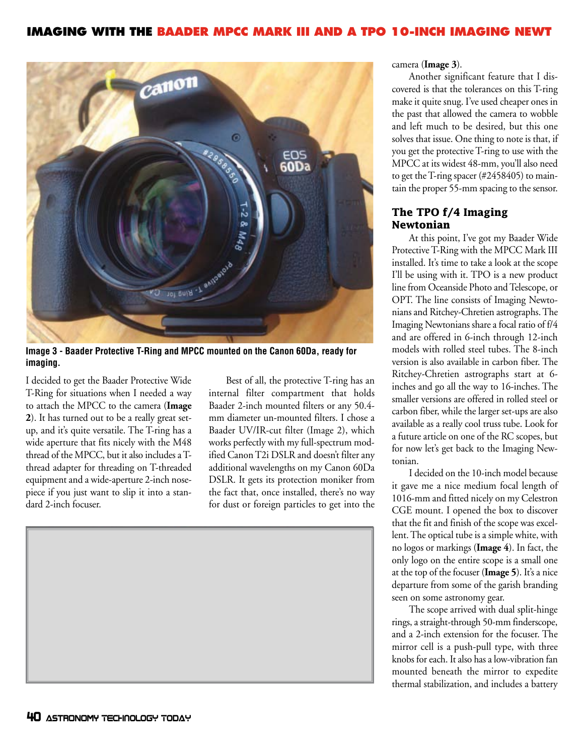Image 3 - Baader Protective T-Ring and MPCC mounted on the Canon 60Da, ready for imaging.

I decided to get the Baader Protective Wide T-Ring for situations when I needed a way to attach the MPCC to the camera (**Image 2**). It has turned out to be a really great setup, and it's quite versatile. The T-ring has a wide aperture that fits nicely with the M48 thread of the MPCC, but it also includes a T-thread adapter for threading on T-threaded equipment and a wide-aperture 2-inch nosepiece if you just want to slip it into a standard 2-inch focuser.

Best of all, the protective T-ring has an internal filter compartment that holds Baader 2-inch mounted filters or any 50.4-mm diameter un-mounted filters. I chose a Baader UV/IR-cut filter (Image 2), which works perfectly with my full-spectrum modified Canon T2i DSLR and doesn't filter any additional wavelengths on my Canon 60Da DSLR. It gets its protection moniker from the fact that, once installed, there's no way for dust or foreign particles to get into the camera (**Image 3**).

Another significant feature that I discovered is that the tolerances on this T-ring make it quite snug. I've used cheaper ones in the past that allowed the camera to wobble and left much to be desired, but this one solves that issue. One thing to note is that, if you get the protective T-ring to use with the MPCC at its widest 48-mm, you'll also need to get the T-ring spacer (#2458405) to maintain the proper 55-mm spacing to the sensor.

## The TPO f/4 Imaging Newtonian

At this point, I've got my Baader Wide Protective T-Ring with the MPCC Mark III installed. It's time to take a look at the scope I'll be using with it. TPO is a new product line from Oceanside Photo and Telescope, or OPT. The line consists of Imaging Newtonians and Ritchey-Chretien astrographs. The Imaging Newtonians share a focal ratio of f/4 and are offered in 6-inch through 12-inch models with rolled steel tubes. The 8-inch version is also available in carbon fiber. The Ritchey-Chretien astrographs start at 6-inches and go all the way to 16-inches. The smaller versions are offered in rolled steel or carbon fiber, while the larger set-ups are also available as a really cool truss tube. Look for a future article on one of the RC scopes, but for now let's get back to the Imaging Newtonian.

I decided on the 10-inch model because it gave me a nice medium focal length of 1016-mm and fitted nicely on my Celestron CGE mount. I opened the box to discover that the fit and finish of the scope was excellent. The optical tube is a simple white, with no logos or markings (**Image 4**). In fact, the only logo on the entire scope is a small one at the top of the focuser (**Image 5**). It's a nice departure from some of the garish branding seen on some astronomy gear.

The scope arrived with dual split-hinge rings, a straight-through 50-mm finderscope, and a 2-inch extension for the focuser. The mirror cell is a push-pull type, with three knobs for each. It also has a low-vibration fan mounted beneath the mirror to expedite thermal stabilization, and includes a battery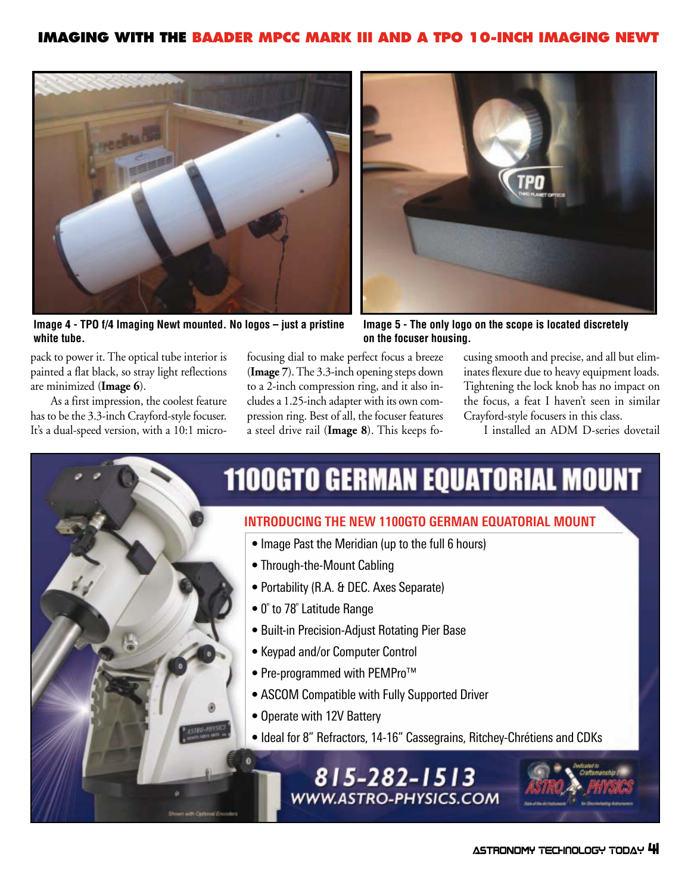Image 4 - TPO f/4 Imaging Newt mounted. No logos – just a pristine white tube.

Image 5 - The only logo on the scope is located discretely on the focuser housing.

pack to power it. The optical tube interior is painted a flat black, so stray light reflections are minimized (**Image 6**).

As a first impression, the coolest feature has to be the 3.3-inch Crayford-style focuser. It's a dual-speed version, with a 10:1 microfocusing dial to make perfect focus a breeze (**Image 7**). The 3.3-inch opening steps down to a 2-inch compression ring, and it also includes a 1.25-inch adapter with its own compression ring. Best of all, the focuser features a steel drive rail (**Image 8**). This keeps focusing smooth and precise, and all but eliminates flexure due to heavy equipment loads. Tightening the lock knob has no impact on the focus, a feat I haven't seen in similar Crayford-style focusers in this class.

I installed an ADM D-series dovetail

# 1100GTO GERMAN EQUATORIAL MOUNT

## INTRODUCING THE NEW 1100GTO GERMAN EQUATORIAL MOUNT

- Image Past the Meridian (up to the full 6 hours)
- Through-the-Mount Cabling
- Portability (R.A. & DEC. Axes Separate)
- 0° to 78° Latitude Range
- Built-in Precision-Adjust Rotating Pier Base
- Keypad and/or Computer Control
- Pre-programmed with PEMPro™
- ASCOM Compatible with Fully Supported Driver
- Operate with 12V Battery
- Ideal for 8" Refractors, 14-16" Cassegrains, Ritchey-Chrétiens and CDKs

815-282-1513
WWW.ASTRO-PHYSICS.COM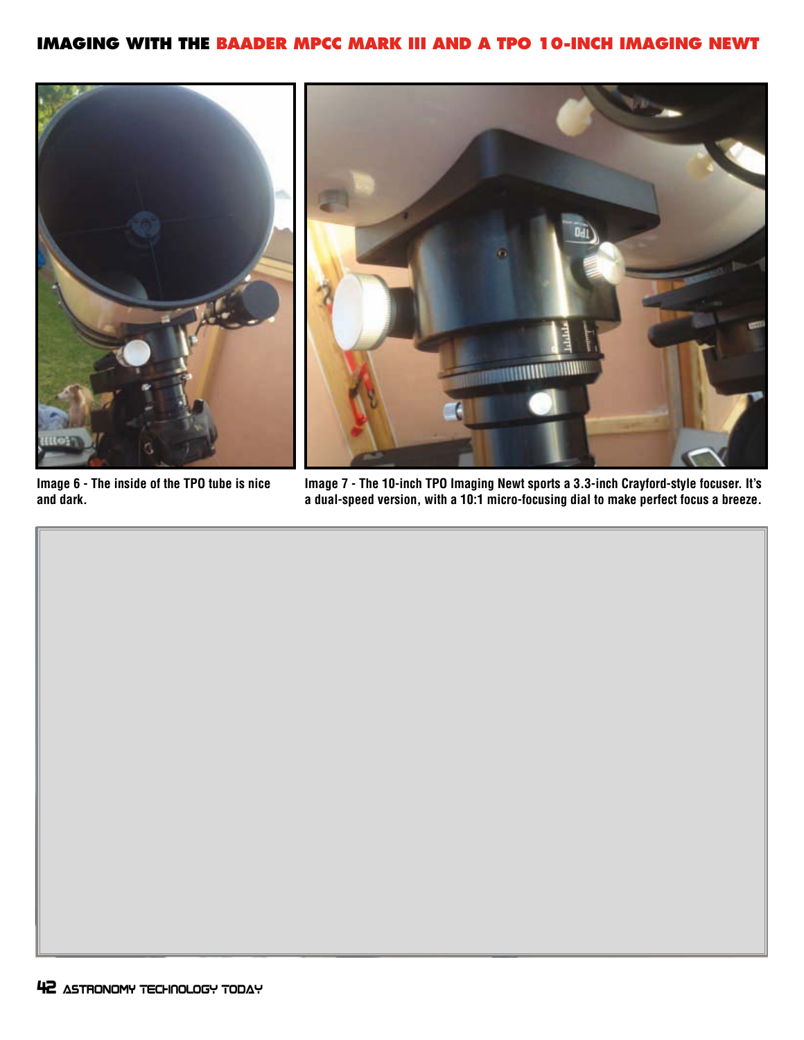Image 6 - The inside of the TPO tube is nice and dark.

Image 7 - The 10-inch TPO Imaging Newt sports a 3.3-inch Crayford-style focuser. It's a dual-speed version, with a 10:1 micro-focusing dial to make perfect focus a breeze.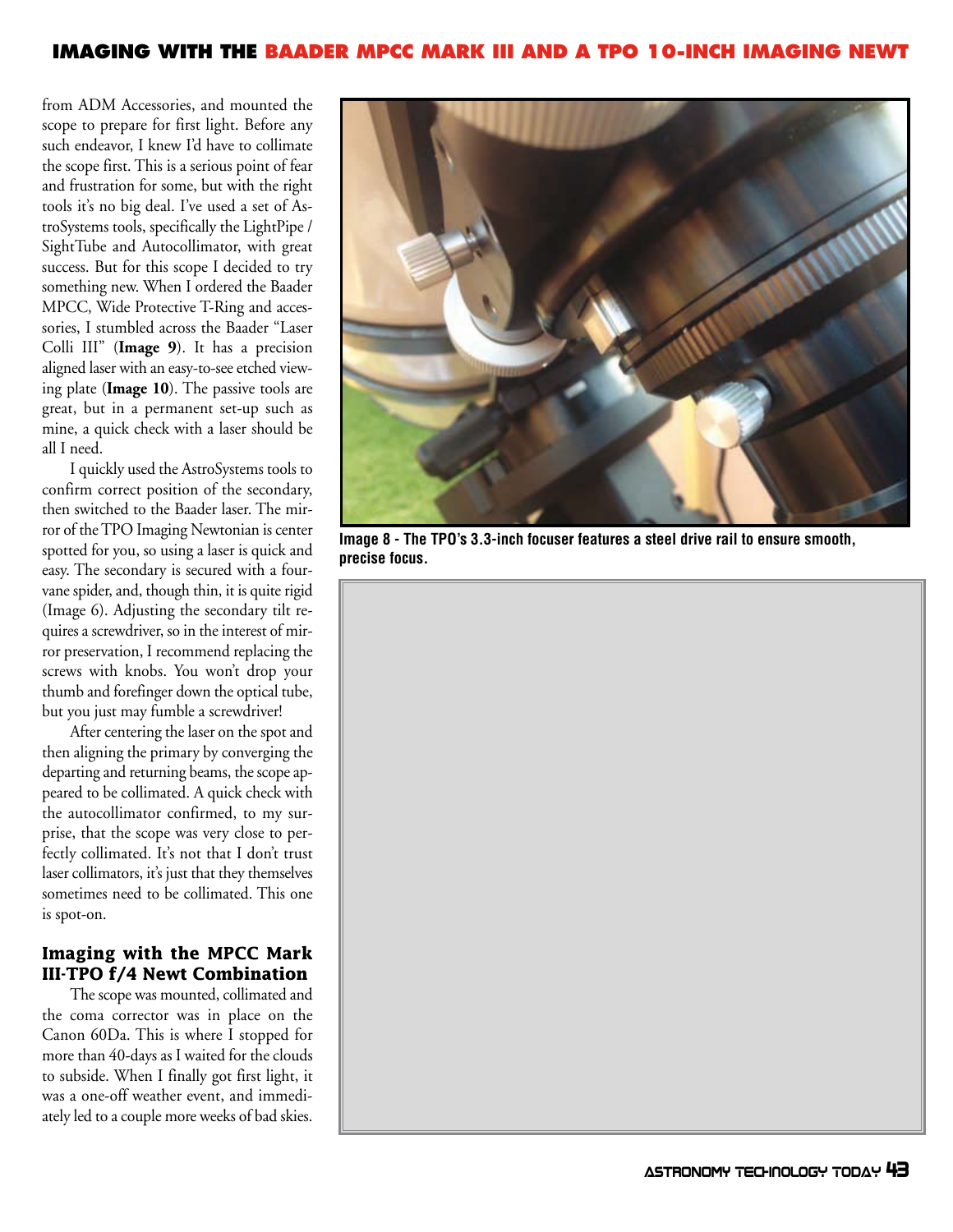from ADM Accessories, and mounted the scope to prepare for first light. Before any such endeavor, I knew I'd have to collimate the scope first. This is a serious point of fear and frustration for some, but with the right tools it's no big deal. I've used a set of AstroSystems tools, specifically the LightPipe / SightTube and Autocollimator, with great success. But for this scope I decided to try something new. When I ordered the Baader MPCC, Wide Protective T-Ring and accessories, I stumbled across the Baader "Laser Colli III" (**Image 9**). It has a precision aligned laser with an easy-to-see etched viewing plate (**Image 10**). The passive tools are great, but in a permanent set-up such as mine, a quick check with a laser should be all I need.

I quickly used the AstroSystems tools to confirm correct position of the secondary, then switched to the Baader laser. The mirror of the TPO Imaging Newtonian is center spotted for you, so using a laser is quick and easy. The secondary is secured with a four-vane spider, and, though thin, it is quite rigid (Image 6). Adjusting the secondary tilt requires a screwdriver, so in the interest of mirror preservation, I recommend replacing the screws with knobs. You won't drop your thumb and forefinger down the optical tube, but you just may fumble a screwdriver!

After centering the laser on the spot and then aligning the primary by converging the departing and returning beams, the scope appeared to be collimated. A quick check with the autocollimator confirmed, to my surprise, that the scope was very close to perfectly collimated. It's not that I don't trust laser collimators, it's just that they themselves sometimes need to be collimated. This one is spot-on.

Image 8 - The TPO's 3.3-inch focuser features a steel drive rail to ensure smooth, precise focus.

### Imaging with the MPCC Mark III-TPO f/4 Newt Combination

The scope was mounted, collimated and the coma corrector was in place on the Canon 60Da. This is where I stopped for more than 40-days as I waited for the clouds to subside. When I finally got first light, it was a one-off weather event, and immediately led to a couple more weeks of bad skies.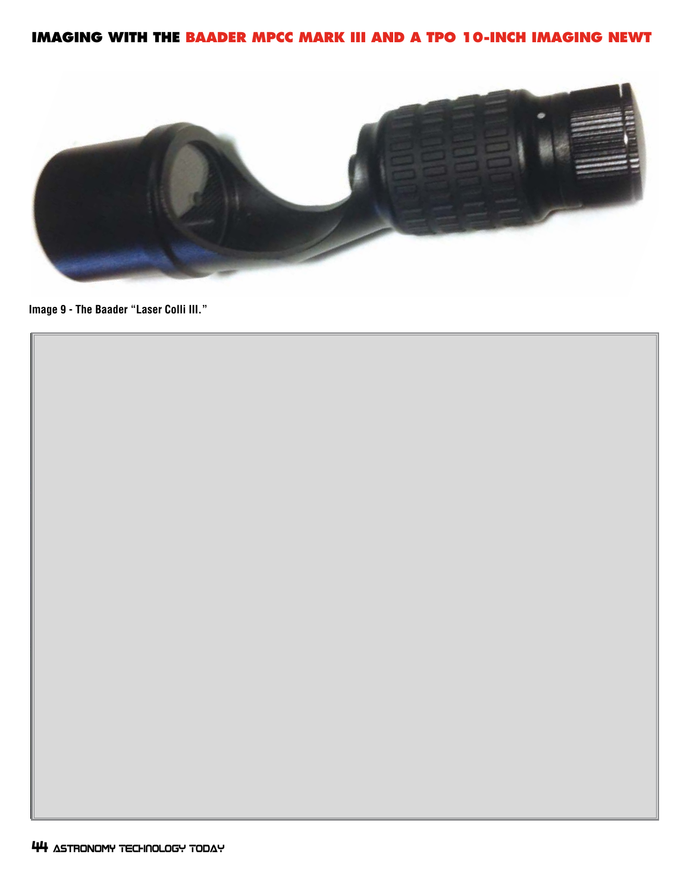Image 9 - The Baader "Laser Colli III."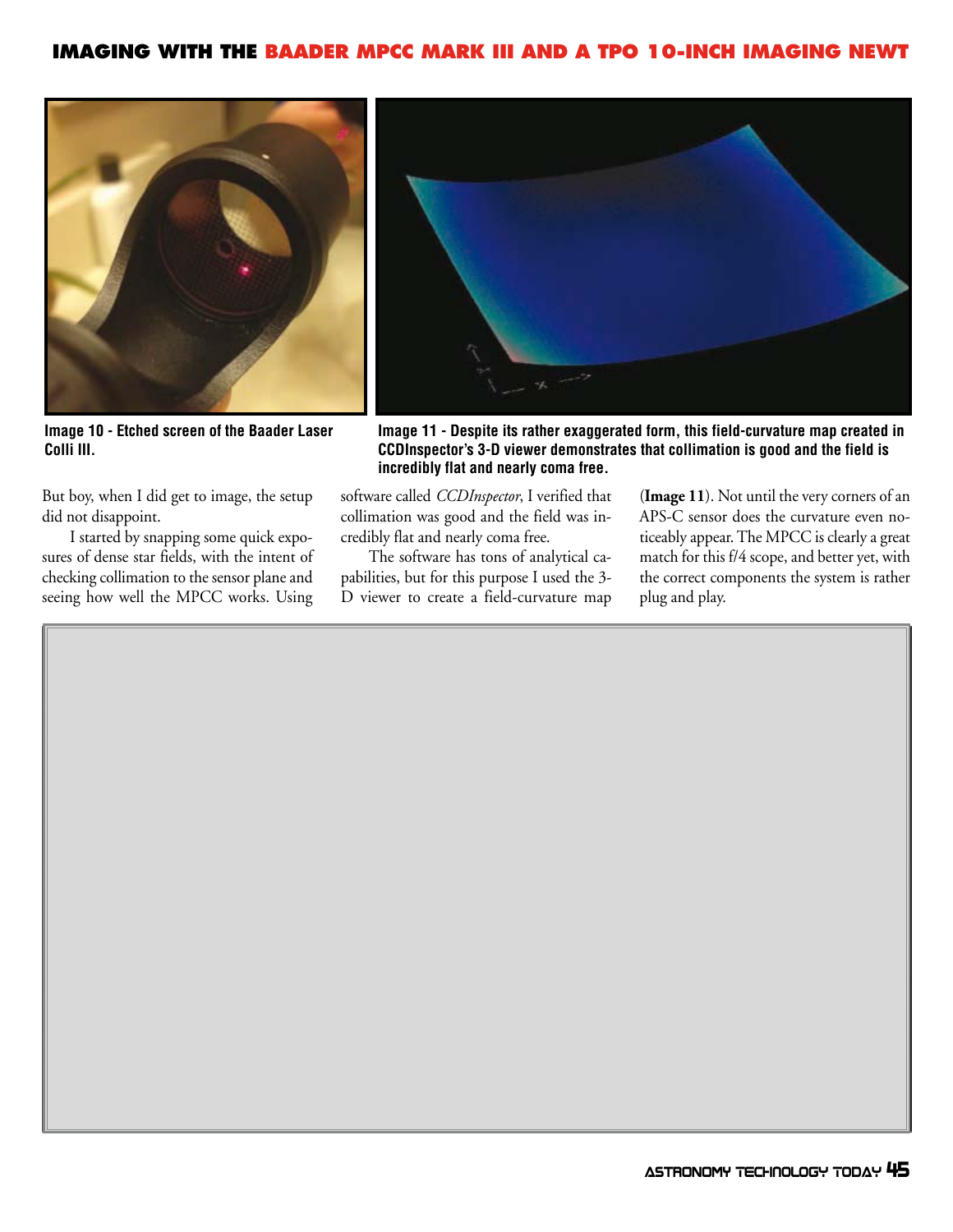Image 10 - Etched screen of the Baader Laser Colli III.

Image 11 - Despite its rather exaggerated form, this field-curvature map created in CCDInspector's 3-D viewer demonstrates that collimation is good and the field is incredibly flat and nearly coma free.

But boy, when I did get to image, the setup did not disappoint.

I started by snapping some quick exposures of dense star fields, with the intent of checking collimation to the sensor plane and seeing how well the MPCC works. Using software called *CCDInspector*, I verified that collimation was good and the field was incredibly flat and nearly coma free.

The software has tons of analytical capabilities, but for this purpose I used the 3-D viewer to create a field-curvature map (**Image 11**). Not until the very corners of an APS-C sensor does the curvature even noticeably appear. The MPCC is clearly a great match for this f/4 scope, and better yet, with the correct components the system is rather plug and play.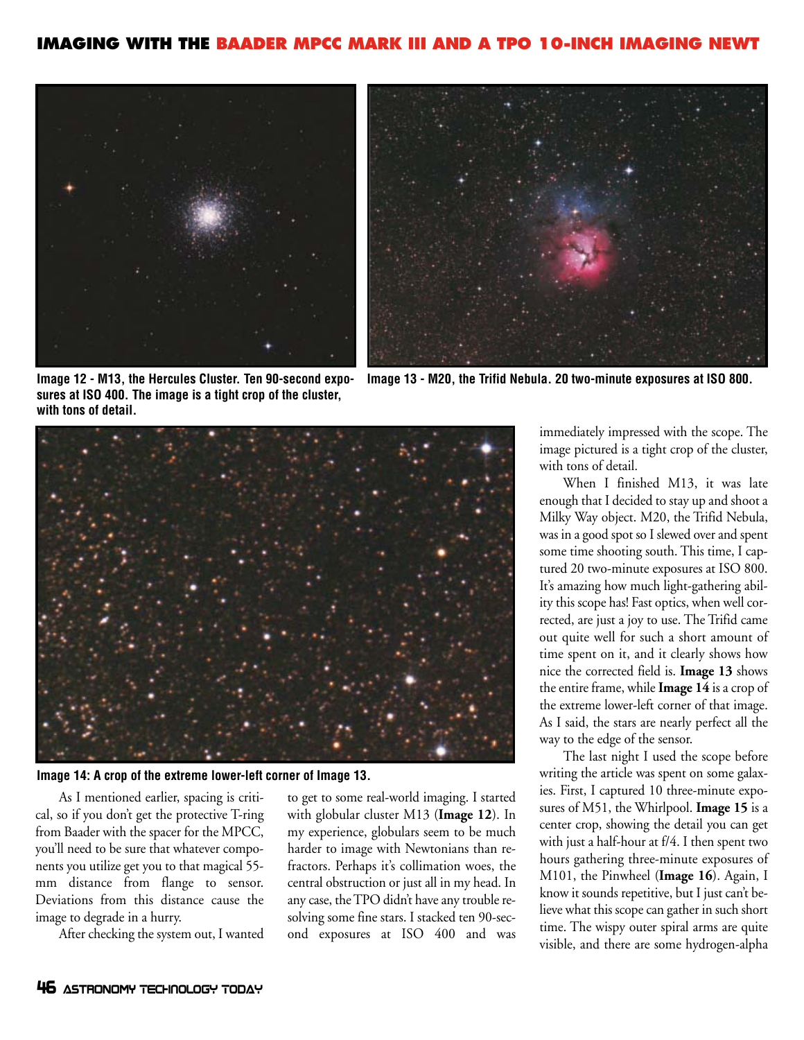Image 12 - M13, the Hercules Cluster. Ten 90-second exposures at ISO 400. The image is a tight crop of the cluster, with tons of detail.

Image 13 - M20, the Trifid Nebula. 20 two-minute exposures at ISO 800.

Image 14: A crop of the extreme lower-left corner of Image 13.

As I mentioned earlier, spacing is critical, so if you don't get the protective T-ring from Baader with the spacer for the MPCC, you'll need to be sure that whatever components you utilize get you to that magical 55-mm distance from flange to sensor. Deviations from this distance cause the image to degrade in a hurry.

After checking the system out, I wanted to get to some real-world imaging. I started with globular cluster M13 (**Image 12**). In my experience, globulars seem to be much harder to image with Newtonians than refractors. Perhaps it's collimation woes, the central obstruction or just all in my head. In any case, the TPO didn't have any trouble resolving some fine stars. I stacked ten 90-second exposures at ISO 400 and was immediately impressed with the scope. The image pictured is a tight crop of the cluster, with tons of detail.

When I finished M13, it was late enough that I decided to stay up and shoot a Milky Way object. M20, the Trifid Nebula, was in a good spot so I slewed over and spent some time shooting south. This time, I captured 20 two-minute exposures at ISO 800. It's amazing how much light-gathering ability this scope has! Fast optics, when well corrected, are just a joy to use. The Trifid came out quite well for such a short amount of time spent on it, and it clearly shows how nice the corrected field is. **Image 13** shows the entire frame, while **Image 14** is a crop of the extreme lower-left corner of that image. As I said, the stars are nearly perfect all the way to the edge of the sensor.

The last night I used the scope before writing the article was spent on some galaxies. First, I captured 10 three-minute exposures of M51, the Whirlpool. **Image 15** is a center crop, showing the detail you can get with just a half-hour at f/4. I then spent two hours gathering three-minute exposures of M101, the Pinwheel (**Image 16**). Again, I know it sounds repetitive, but I just can't believe what this scope can gather in such short time. The wispy outer spiral arms are quite visible, and there are some hydrogen-alpha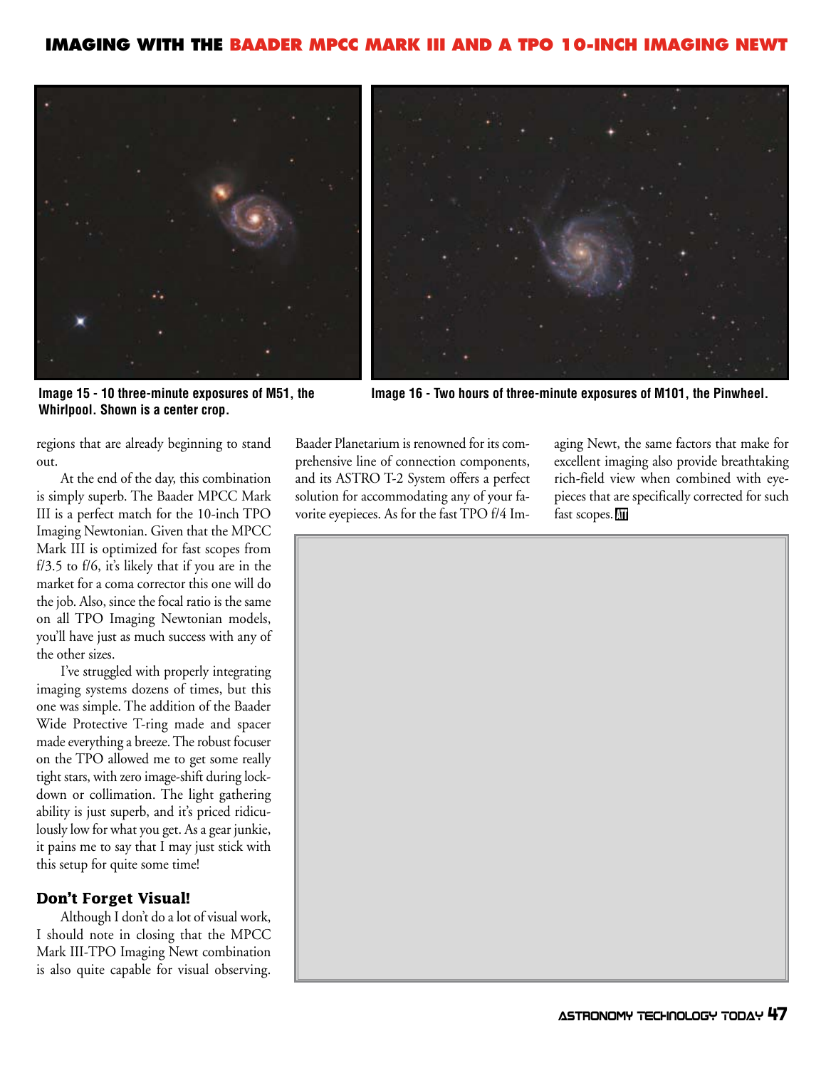Image 15 - 10 three-minute exposures of M51, the Whirlpool. Shown is a center crop.

Image 16 - Two hours of three-minute exposures of M101, the Pinwheel.

regions that are already beginning to stand out.

At the end of the day, this combination is simply superb. The Baader MPCC Mark III is a perfect match for the 10-inch TPO Imaging Newtonian. Given that the MPCC Mark III is optimized for fast scopes from f/3.5 to f/6, it's likely that if you are in the market for a coma corrector this one will do the job. Also, since the focal ratio is the same on all TPO Imaging Newtonian models, you'll have just as much success with any of the other sizes.

I've struggled with properly integrating imaging systems dozens of times, but this one was simple. The addition of the Baader Wide Protective T-ring made and spacer made everything a breeze. The robust focuser on the TPO allowed me to get some really tight stars, with zero image-shift during lock-down or collimation. The light gathering ability is just superb, and it's priced ridiculously low for what you get. As a gear junkie, it pains me to say that I may just stick with this setup for quite some time!

### Don't Forget Visual!

Although I don't do a lot of visual work, I should note in closing that the MPCC Mark III-TPO Imaging Newt combination is also quite capable for visual observing. Baader Planetarium is renowned for its comprehensive line of connection components, and its ASTRO T-2 System offers a perfect solution for accommodating any of your favorite eyepieces. As for the fast TPO f/4 Imaging Newt, the same factors that make for excellent imaging also provide breathtaking rich-field view when combined with eyepieces that are specifically corrected for such fast scopes.